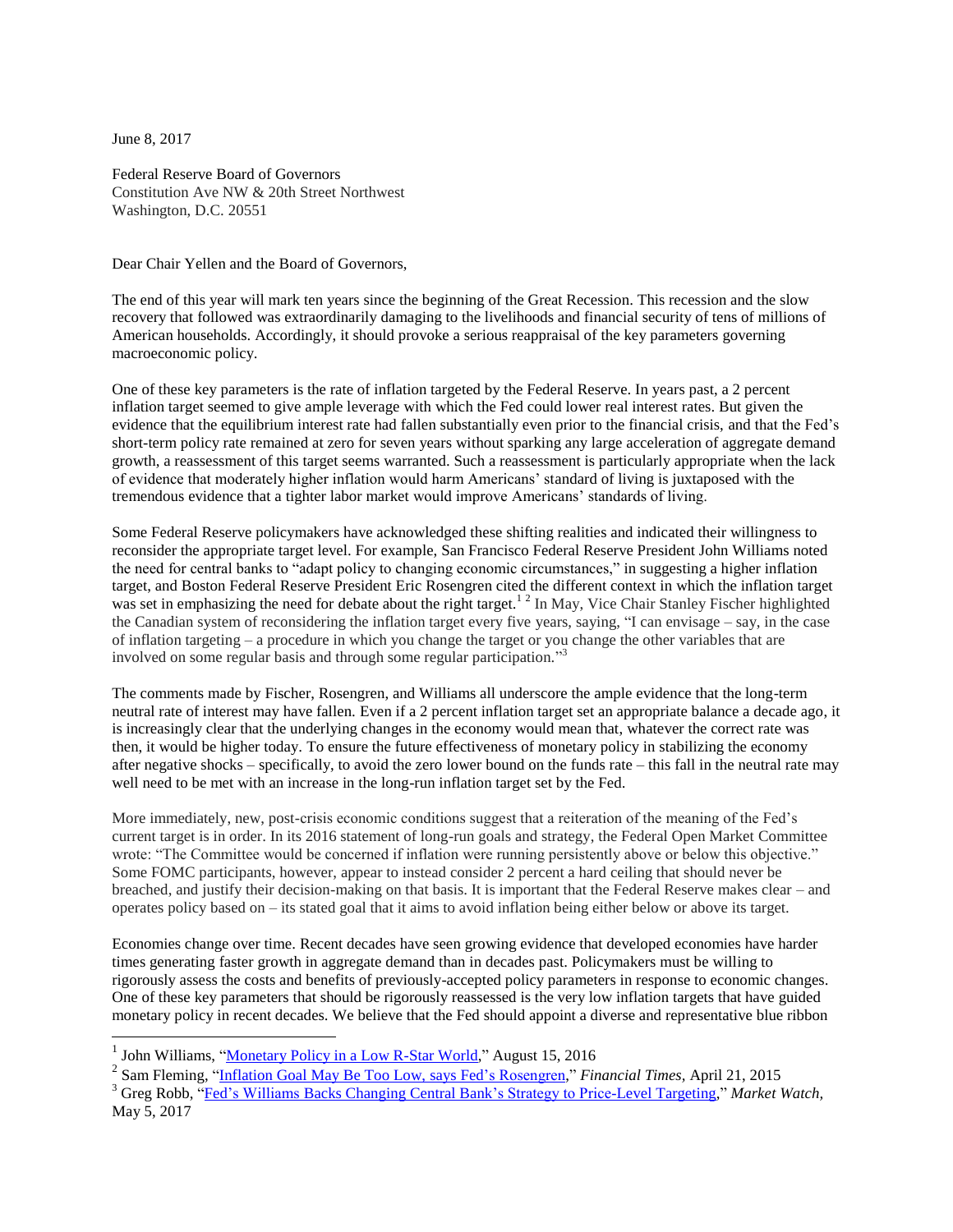June 8, 2017

Federal Reserve Board of Governors
Constitution Ave NW & 20th Street Northwest
Washington, D.C. 20551

Dear Chair Yellen and the Board of Governors,

The end of this year will mark ten years since the beginning of the Great Recession. This recession and the slow recovery that followed was extraordinarily damaging to the livelihoods and financial security of tens of millions of American households. Accordingly, it should provoke a serious reappraisal of the key parameters governing macroeconomic policy.

One of these key parameters is the rate of inflation targeted by the Federal Reserve. In years past, a 2 percent inflation target seemed to give ample leverage with which the Fed could lower real interest rates. But given the evidence that the equilibrium interest rate had fallen substantially even prior to the financial crisis, and that the Fed's short-term policy rate remained at zero for seven years without sparking any large acceleration of aggregate demand growth, a reassessment of this target seems warranted. Such a reassessment is particularly appropriate when the lack of evidence that moderately higher inflation would harm Americans' standard of living is juxtaposed with the tremendous evidence that a tighter labor market would improve Americans' standards of living.

Some Federal Reserve policymakers have acknowledged these shifting realities and indicated their willingness to reconsider the appropriate target level. For example, San Francisco Federal Reserve President John Williams noted the need for central banks to "adapt policy to changing economic circumstances," in suggesting a higher inflation target, and Boston Federal Reserve President Eric Rosengren cited the different context in which the inflation target was set in emphasizing the need for debate about the right target.[1] [2] In May, Vice Chair Stanley Fischer highlighted the Canadian system of reconsidering the inflation target every five years, saying, "I can envisage – say, in the case of inflation targeting – a procedure in which you change the target or you change the other variables that are involved on some regular basis and through some regular participation."[3]

The comments made by Fischer, Rosengren, and Williams all underscore the ample evidence that the long-term neutral rate of interest may have fallen. Even if a 2 percent inflation target set an appropriate balance a decade ago, it is increasingly clear that the underlying changes in the economy would mean that, whatever the correct rate was then, it would be higher today. To ensure the future effectiveness of monetary policy in stabilizing the economy after negative shocks – specifically, to avoid the zero lower bound on the funds rate – this fall in the neutral rate may well need to be met with an increase in the long-run inflation target set by the Fed.

More immediately, new, post-crisis economic conditions suggest that a reiteration of the meaning of the Fed's current target is in order. In its 2016 statement of long-run goals and strategy, the Federal Open Market Committee wrote: "The Committee would be concerned if inflation were running persistently above or below this objective." Some FOMC participants, however, appear to instead consider 2 percent a hard ceiling that should never be breached, and justify their decision-making on that basis. It is important that the Federal Reserve makes clear – and operates policy based on – its stated goal that it aims to avoid inflation being either below or above its target.

Economies change over time. Recent decades have seen growing evidence that developed economies have harder times generating faster growth in aggregate demand than in decades past. Policymakers must be willing to rigorously assess the costs and benefits of previously-accepted policy parameters in response to economic changes. One of these key parameters that should be rigorously reassessed is the very low inflation targets that have guided monetary policy in recent decades. We believe that the Fed should appoint a diverse and representative blue ribbon

---

[1] John Williams, "Monetary Policy in a Low R-Star World," August 15, 2016

[2] Sam Fleming, "Inflation Goal May Be Too Low, says Fed's Rosengren," *Financial Times*, April 21, 2015

[3] Greg Robb, "Fed's Williams Backs Changing Central Bank's Strategy to Price-Level Targeting," *Market Watch*, May 5, 2017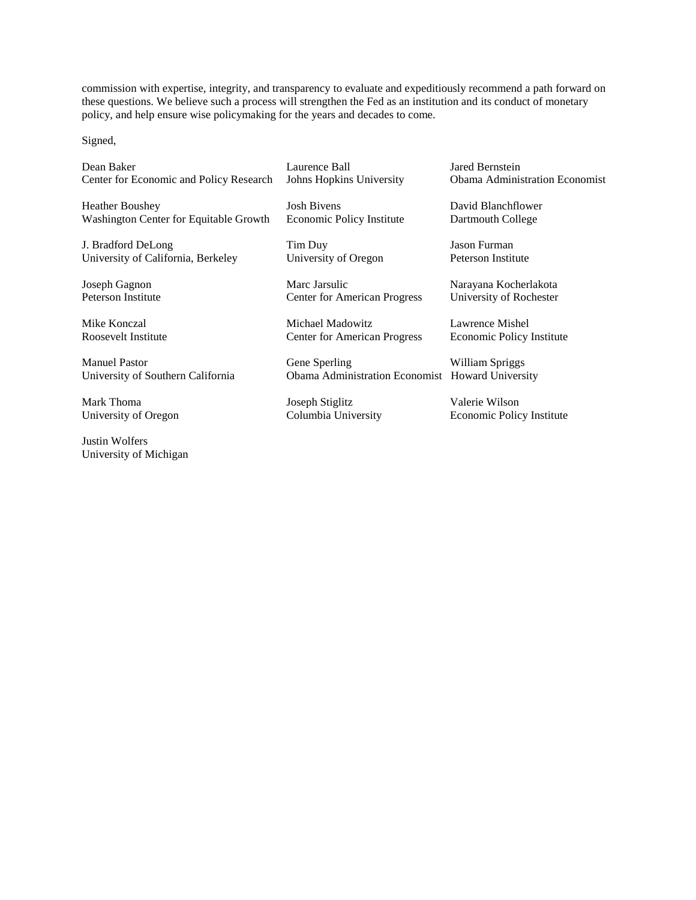commission with expertise, integrity, and transparency to evaluate and expeditiously recommend a path forward on these questions. We believe such a process will strengthen the Fed as an institution and its conduct of monetary policy, and help ensure wise policymaking for the years and decades to come.

Signed,

Dean Baker
Center for Economic and Policy Research

Laurence Ball
Johns Hopkins University

Jared Bernstein
Obama Administration Economist

Heather Boushey
Washington Center for Equitable Growth

Josh Bivens
Economic Policy Institute

David Blanchflower
Dartmouth College

J. Bradford DeLong
University of California, Berkeley

Tim Duy
University of Oregon

Jason Furman
Peterson Institute

Joseph Gagnon
Peterson Institute

Marc Jarsulic
Center for American Progress

Narayana Kocherlakota
University of Rochester

Mike Konczal
Roosevelt Institute

Michael Madowitz
Center for American Progress

Lawrence Mishel
Economic Policy Institute

Manuel Pastor
University of Southern California

Gene Sperling
Obama Administration Economist

William Spriggs
Howard University

Mark Thoma
University of Oregon

Joseph Stiglitz
Columbia University

Valerie Wilson
Economic Policy Institute

Justin Wolfers
University of Michigan